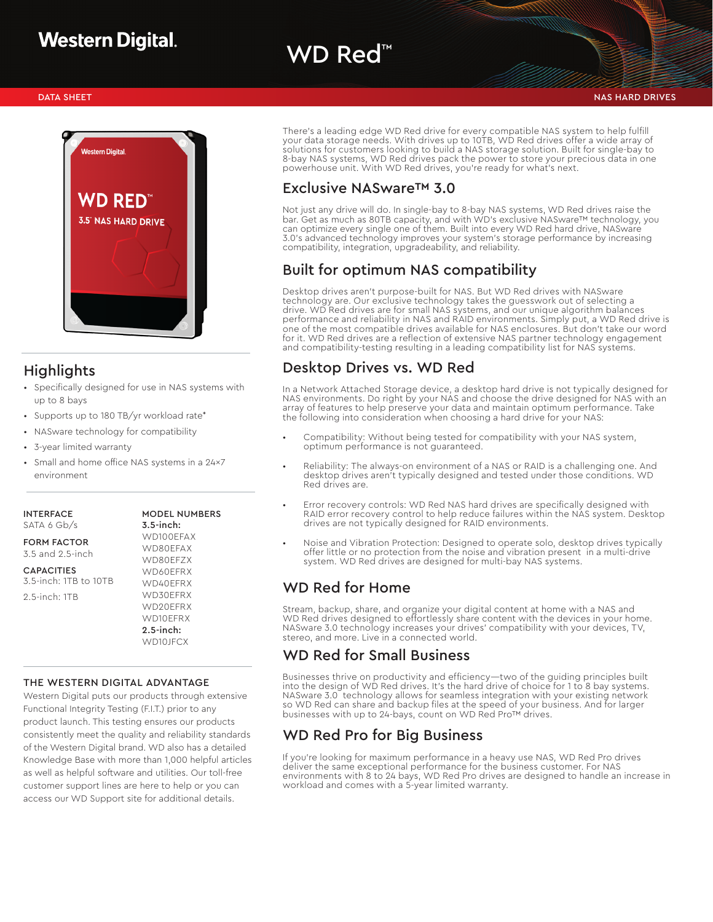# WD Red™

DATA SHEET

NAS HARD DRIVES

## Highlights

- Specifically designed for use in NAS systems with up to 8 bays
- Supports up to 180 TB/yr workload rate*
- NASware technology for compatibility
- 3-year limited warranty
- Small and home office NAS systems in a 24×7 environment

**INTERFACE**
SATA 6 Gb/s

**FORM FACTOR**
3.5 and 2.5-inch

**CAPACITIES**
3.5-inch: 1TB to 10TB

2.5-inch: 1TB

**MODEL NUMBERS**

**3.5-inch:**
WD100EFAX
WD80EFAX
WD80EFZX
WD60EFRX
WD40EFRX
WD30EFRX
WD20EFRX
WD10EFRX

**2.5-inch:**
WD10JFCX

### THE WESTERN DIGITAL ADVANTAGE

Western Digital puts our products through extensive Functional Integrity Testing (F.I.T.) prior to any product launch. This testing ensures our products consistently meet the quality and reliability standards of the Western Digital brand. WD also has a detailed Knowledge Base with more than 1,000 helpful articles as well as helpful software and utilities. Our toll-free customer support lines are here to help or you can access our WD Support site for additional details.

There's a leading edge WD Red drive for every compatible NAS system to help fulfill your data storage needs. With drives up to 10TB, WD Red drives offer a wide array of solutions for customers looking to build a NAS storage solution. Built for single-bay to 8-bay NAS systems, WD Red drives pack the power to store your precious data in one powerhouse unit. With WD Red drives, you're ready for what's next.

## Exclusive NASware™ 3.0

Not just any drive will do. In single-bay to 8-bay NAS systems, WD Red drives raise the bar. Get as much as 80TB capacity, and with WD's exclusive NASware™ technology, you can optimize every single one of them. Built into every WD Red hard drive, NASware 3.0's advanced technology improves your system's storage performance by increasing compatibility, integration, upgradeability, and reliability.

## Built for optimum NAS compatibility

Desktop drives aren't purpose-built for NAS. But WD Red drives with NASware technology are. Our exclusive technology takes the guesswork out of selecting a drive. WD Red drives are for small NAS systems, and our unique algorithm balances performance and reliability in NAS and RAID environments. Simply put, a WD Red drive is one of the most compatible drives available for NAS enclosures. But don't take our word for it. WD Red drives are a reflection of extensive NAS partner technology engagement and compatibility-testing resulting in a leading compatibility list for NAS systems.

## Desktop Drives vs. WD Red

In a Network Attached Storage device, a desktop hard drive is not typically designed for NAS environments. Do right by your NAS and choose the drive designed for NAS with an array of features to help preserve your data and maintain optimum performance. Take the following into consideration when choosing a hard drive for your NAS:

- Compatibility: Without being tested for compatibility with your NAS system, optimum performance is not guaranteed.
- Reliability: The always-on environment of a NAS or RAID is a challenging one. And desktop drives aren't typically designed and tested under those conditions. WD Red drives are.
- Error recovery controls: WD Red NAS hard drives are specifically designed with RAID error recovery control to help reduce failures within the NAS system. Desktop drives are not typically designed for RAID environments.
- Noise and Vibration Protection: Designed to operate solo, desktop drives typically offer little or no protection from the noise and vibration present in a multi-drive system. WD Red drives are designed for multi-bay NAS systems.

## WD Red for Home

Stream, backup, share, and organize your digital content at home with a NAS and WD Red drives designed to effortlessly share content with the devices in your home. NASware 3.0 technology increases your drives' compatibility with your devices, TV, stereo, and more. Live in a connected world.

## WD Red for Small Business

Businesses thrive on productivity and efficiency—two of the guiding principles built into the design of WD Red drives. It's the hard drive of choice for 1 to 8 bay systems. NASware 3.0 technology allows for seamless integration with your existing network so WD Red can share and backup files at the speed of your business. And for larger businesses with up to 24-bays, count on WD Red Pro™ drives.

## WD Red Pro for Big Business

If you're looking for maximum performance in a heavy use NAS, WD Red Pro drives deliver the same exceptional performance for the business customer. For NAS environments with 8 to 24 bays, WD Red Pro drives are designed to handle an increase in workload and comes with a 5-year limited warranty.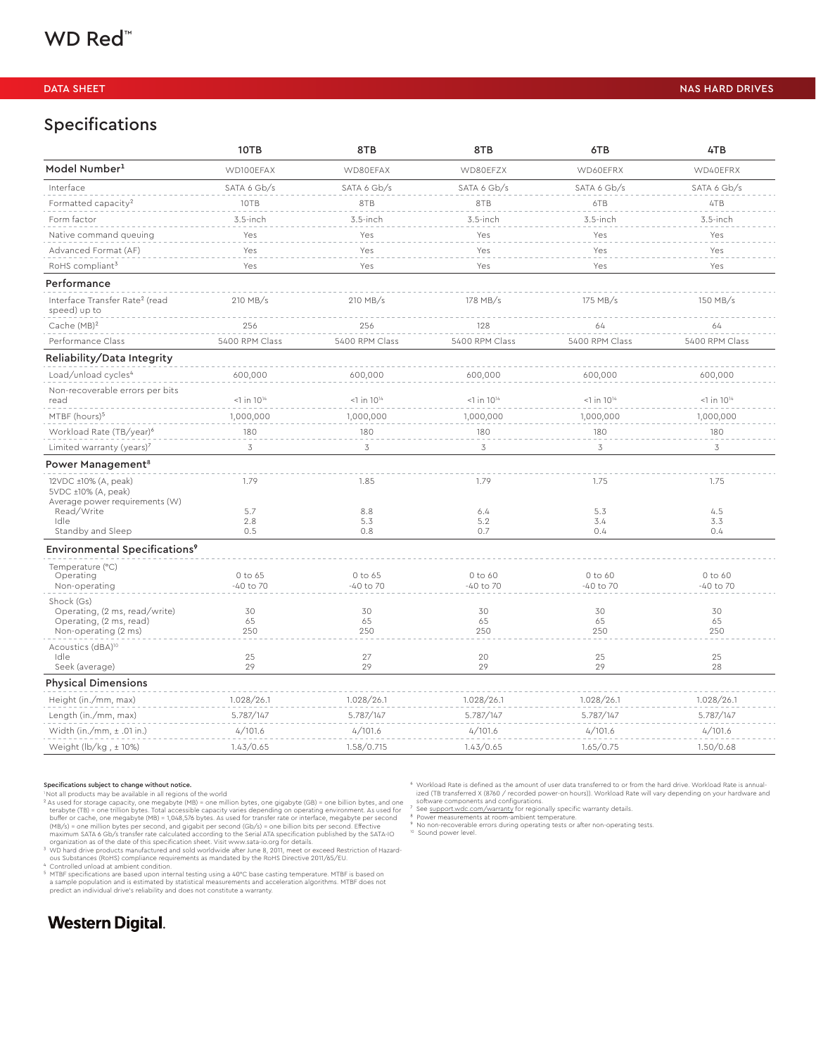# WD Red™

DATA SHEET — NAS HARD DRIVES

## Specifications

| | 10TB | 8TB | 8TB | 6TB | 4TB |
|---|---|---|---|---|---|
| **Model Number**[1] | WD100EFAX | WD80EFAX | WD80EFZX | WD60EFRX | WD40EFRX |
| Interface | SATA 6 Gb/s | SATA 6 Gb/s | SATA 6 Gb/s | SATA 6 Gb/s | SATA 6 Gb/s |
| Formatted capacity[2] | 10TB | 8TB | 8TB | 6TB | 4TB |
| Form factor | 3.5-inch | 3.5-inch | 3.5-inch | 3.5-inch | 3.5-inch |
| Native command queuing | Yes | Yes | Yes | Yes | Yes |
| Advanced Format (AF) | Yes | Yes | Yes | Yes | Yes |
| RoHS compliant[3] | Yes | Yes | Yes | Yes | Yes |
| **Performance** | | | | | |
| Interface Transfer Rate[2] (read speed) up to | 210 MB/s | 210 MB/s | 178 MB/s | 175 MB/s | 150 MB/s |
| Cache (MB)[2] | 256 | 256 | 128 | 64 | 64 |
| Performance Class | 5400 RPM Class | 5400 RPM Class | 5400 RPM Class | 5400 RPM Class | 5400 RPM Class |
| **Reliability/Data Integrity** | | | | | |
| Load/unload cycles[4] | 600,000 | 600,000 | 600,000 | 600,000 | 600,000 |
| Non-recoverable errors per bits read | <1 in $10^{14}$ | <1 in $10^{14}$ | <1 in $10^{14}$ | <1 in $10^{14}$ | <1 in $10^{14}$ |
| MTBF (hours)[5] | 1,000,000 | 1,000,000 | 1,000,000 | 1,000,000 | 1,000,000 |
| Workload Rate (TB/year)[6] | 180 | 180 | 180 | 180 | 180 |
| Limited warranty (years)[7] | 3 | 3 | 3 | 3 | 3 |
| **Power Management**[8] | | | | | |
| 12VDC ±10% (A, peak) | 1.79 | 1.85 | 1.79 | 1.75 | 1.75 |
| 5VDC ±10% (A, peak) | | | | | |
| Average power requirements (W) | | | | | |
| Read/Write | 5.7 | 8.8 | 6.4 | 5.3 | 4.5 |
| Idle | 2.8 | 5.3 | 5.2 | 3.4 | 3.3 |
| Standby and Sleep | 0.5 | 0.8 | 0.7 | 0.4 | 0.4 |
| **Environmental Specifications**[9] | | | | | |
| Temperature (°C) | | | | | |
| Operating | 0 to 65 | 0 to 65 | 0 to 60 | 0 to 60 | 0 to 60 |
| Non-operating | -40 to 70 | -40 to 70 | -40 to 70 | -40 to 70 | -40 to 70 |
| Shock (Gs) | | | | | |
| Operating, (2 ms, read/write) | 30 | 30 | 30 | 30 | 30 |
| Operating, (2 ms, read) | 65 | 65 | 65 | 65 | 65 |
| Non-operating (2 ms) | 250 | 250 | 250 | 250 | 250 |
| Acoustics (dBA)[10] | | | | | |
| Idle | 25 | 27 | 20 | 25 | 25 |
| Seek (average) | 29 | 29 | 29 | 29 | 28 |
| **Physical Dimensions** | | | | | |
| Height (in./mm, max) | 1.028/26.1 | 1.028/26.1 | 1.028/26.1 | 1.028/26.1 | 1.028/26.1 |
| Length (in./mm, max) | 5.787/147 | 5.787/147 | 5.787/147 | 5.787/147 | 5.787/147 |
| Width (in./mm, ± .01 in.) | 4/101.6 | 4/101.6 | 4/101.6 | 4/101.6 | 4/101.6 |
| Weight (lb/kg , ± 10%) | 1.43/0.65 | 1.58/0.715 | 1.43/0.65 | 1.65/0.75 | 1.50/0.68 |

**Specifications subject to change without notice.**

[1] Not all products may be available in all regions of the world

[2] As used for storage capacity, one megabyte (MB) = one million bytes, one gigabyte (GB) = one billion bytes, and one terabyte (TB) = one trillion bytes. Total accessible capacity varies depending on operating environment. As used for buffer or cache, one megabyte (MB) = 1,048,576 bytes. As used for transfer rate or interface, megabyte per second (MB/s) = one million bytes per second, and gigabit per second (Gb/s) = one billion bits per second. Effective maximum SATA 6 Gb/s transfer rate calculated according to the Serial ATA specification published by the SATA-IO organization as of the date of this specification sheet. Visit www.sata-io.org for details.

[3] WD hard drive products manufactured and sold worldwide after June 8, 2011, meet or exceed Restriction of Hazardous Substances (RoHS) compliance requirements as mandated by the RoHS Directive 2011/65/EU.

[4] Controlled unload at ambient condition.

[5] MTBF specifications are based upon internal testing using a 40°C base casting temperature. MTBF is based on a sample population and is estimated by statistical measurements and acceleration algorithms. MTBF does not predict an individual drive's reliability and does not constitute a warranty.

[6] Workload Rate is defined as the amount of user data transferred to or from the hard drive. Workload Rate is annualized (TB transferred X (8760 / recorded power-on hours)). Workload Rate will vary depending on your hardware and software components and configurations.

[7] See support.wdc.com/warranty for regionally specific warranty details.

[8] Power measurements at room-ambient temperature.

[9] No non-recoverable errors during operating tests or after non-operating tests.

[10] Sound power level.

**Western Digital.**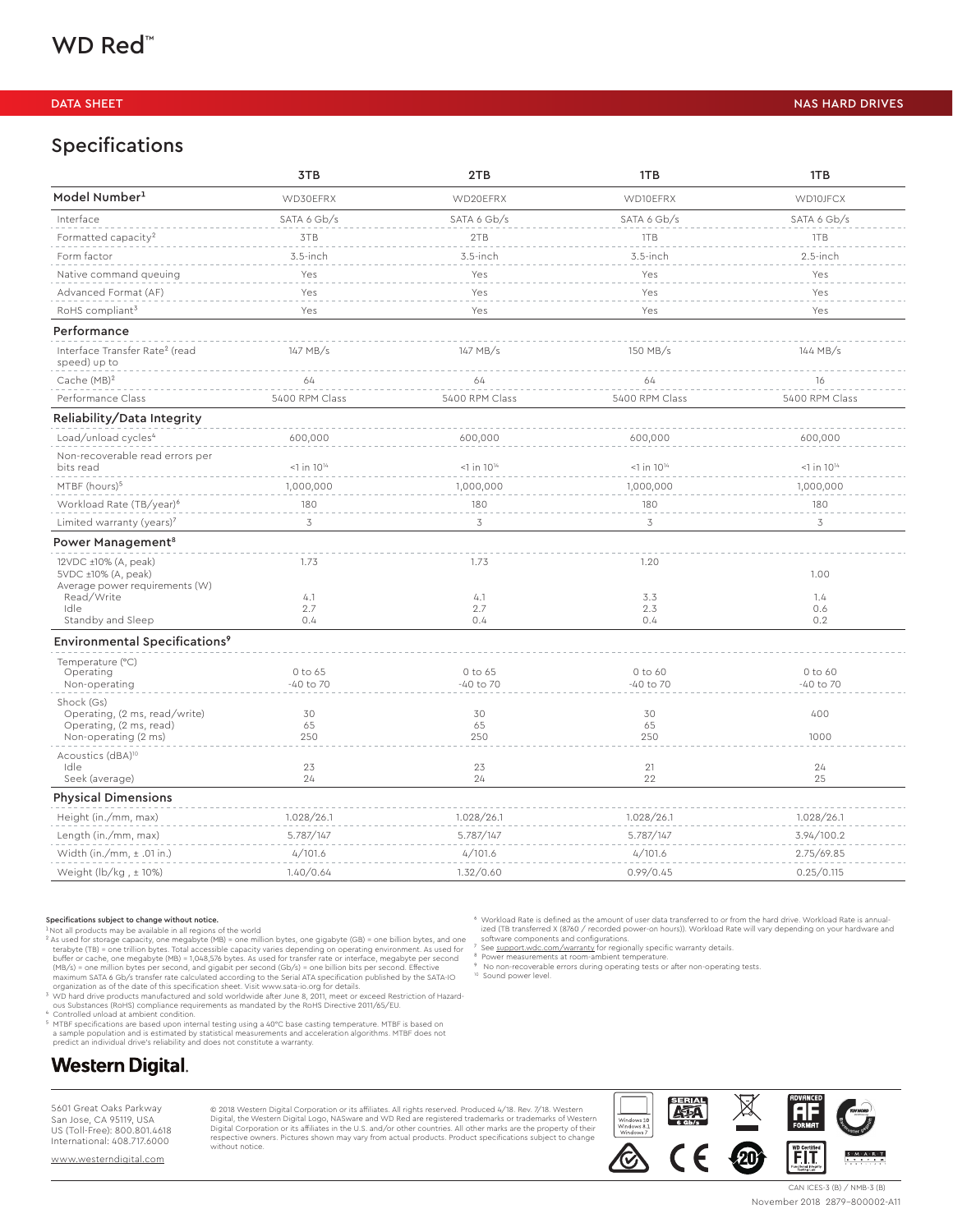# WD Red™

DATA SHEET NAS HARD DRIVES

## Specifications

| | 3TB | 2TB | 1TB | 1TB |
|---|---|---|---|---|
| **Model Number[1]** | WD30EFRX | WD20EFRX | WD10EFRX | WD10JFCX |
| Interface | SATA 6 Gb/s | SATA 6 Gb/s | SATA 6 Gb/s | SATA 6 Gb/s |
| Formatted capacity[2] | 3TB | 2TB | 1TB | 1TB |
| Form factor | 3.5-inch | 3.5-inch | 3.5-inch | 2.5-inch |
| Native command queuing | Yes | Yes | Yes | Yes |
| Advanced Format (AF) | Yes | Yes | Yes | Yes |
| RoHS compliant[3] | Yes | Yes | Yes | Yes |
| **Performance** | | | | |
| Interface Transfer Rate[2] (read speed) up to | 147 MB/s | 147 MB/s | 150 MB/s | 144 MB/s |
| Cache (MB)[2] | 64 | 64 | 64 | 16 |
| Performance Class | 5400 RPM Class | 5400 RPM Class | 5400 RPM Class | 5400 RPM Class |
| **Reliability/Data Integrity** | | | | |
| Load/unload cycles[4] | 600,000 | 600,000 | 600,000 | 600,000 |
| Non-recoverable read errors per bits read | <1 in $10^{14}$ | <1 in $10^{14}$ | <1 in $10^{14}$ | <1 in $10^{14}$ |
| MTBF (hours)[5] | 1,000,000 | 1,000,000 | 1,000,000 | 1,000,000 |
| Workload Rate (TB/year)[6] | 180 | 180 | 180 | 180 |
| Limited warranty (years)[7] | 3 | 3 | 3 | 3 |
| **Power Management[8]** | | | | |
| 12VDC ±10% (A, peak) | 1.73 | 1.73 | 1.20 | |
| 5VDC ±10% (A, peak) | | | | 1.00 |
| Average power requirements (W) | | | | |
| Read/Write | 4.1 | 4.1 | 3.3 | 1.4 |
| Idle | 2.7 | 2.7 | 2.3 | 0.6 |
| Standby and Sleep | 0.4 | 0.4 | 0.4 | 0.2 |
| **Environmental Specifications[9]** | | | | |
| Temperature (°C) | | | | |
| Operating | 0 to 65 | 0 to 65 | 0 to 60 | 0 to 60 |
| Non-operating | -40 to 70 | -40 to 70 | -40 to 70 | -40 to 70 |
| Shock (Gs) | | | | |
| Operating, (2 ms, read/write) | 30 | 30 | 30 | 400 |
| Operating, (2 ms, read) | 65 | 65 | 65 | |
| Non-operating (2 ms) | 250 | 250 | 250 | 1000 |
| Acoustics (dBA)[10] | | | | |
| Idle | 23 | 23 | 21 | 24 |
| Seek (average) | 24 | 24 | 22 | 25 |
| **Physical Dimensions** | | | | |
| Height (in./mm, max) | 1.028/26.1 | 1.028/26.1 | 1.028/26.1 | 1.028/26.1 |
| Length (in./mm, max) | 5.787/147 | 5.787/147 | 5.787/147 | 3.94/100.2 |
| Width (in./mm, ± .01 in.) | 4/101.6 | 4/101.6 | 4/101.6 | 2.75/69.85 |
| Weight (lb/kg , ± 10%) | 1.40/0.64 | 1.32/0.60 | 0.99/0.45 | 0.25/0.115 |

**Specifications subject to change without notice.**

[1] Not all products may be available in all regions of the world

[2] As used for storage capacity, one megabyte (MB) = one million bytes, one gigabyte (GB) = one billion bytes, and one terabyte (TB) = one trillion bytes. Total accessible capacity varies depending on operating environment. As used for buffer or cache, one megabyte (MB) = 1,048,576 bytes. As used for transfer rate or interface, megabyte per second (MB/s) = one million bytes per second, and gigabit per second (Gb/s) = one billion bits per second. Effective maximum SATA 6 Gb/s transfer rate calculated according to the Serial ATA specification published by the SATA-IO organization as of the date of this specification sheet. Visit www.sata-io.org for details.

[3] WD hard drive products manufactured and sold worldwide after June 8, 2011, meet or exceed Restriction of Hazardous Substances (RoHS) compliance requirements as mandated by the RoHS Directive 2011/65/EU.

[4] Controlled unload at ambient condition.

[5] MTBF specifications are based upon internal testing using a 40°C base casting temperature. MTBF is based on a sample population and is estimated by statistical measurements and acceleration algorithms. MTBF does not predict an individual drive's reliability and does not constitute a warranty.

[6] Workload Rate is defined as the amount of user data transferred to or from the hard drive. Workload Rate is annualized (TB transferred X (8760 / recorded power-on hours)). Workload Rate will vary depending on your hardware and software components and configurations.

[7] See support.wdc.com/warranty for regionally specific warranty details.

[8] Power measurements at room-ambient temperature.

[9] No non-recoverable errors during operating tests or after non-operating tests.

[10] Sound power level.

**Western Digital.**

5601 Great Oaks Parkway
San Jose, CA 95119, USA
US (Toll-Free): 800.801.4618
International: 408.717.6000

www.westerndigital.com

© 2018 Western Digital Corporation or its affiliates. All rights reserved. Produced 4/18. Rev. 7/18. Western Digital, the Western Digital Logo, NASware and WD Red are registered trademarks or trademarks of Western Digital Corporation or its affiliates in the U.S. and/or other countries. All other marks are the property of their respective owners. Pictures shown may vary from actual products. Product specifications subject to change without notice.

CAN ICES-3 (B) / NMB-3 (B)

November 2018 2879-800002-A11